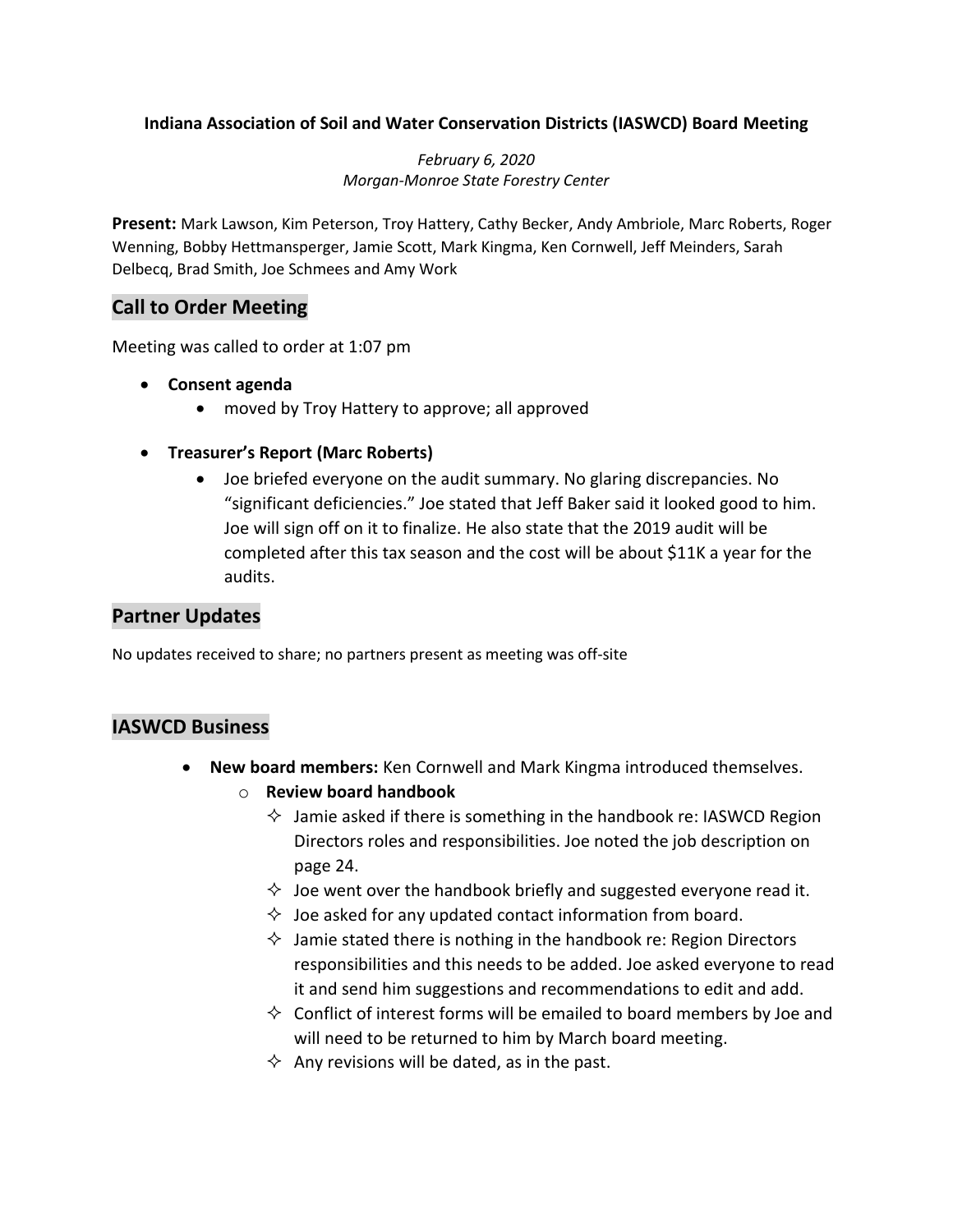**Indiana Association of Soil and Water Conservation Districts (IASWCD) Board Meeting**

*February 6, 2020*
*Morgan-Monroe State Forestry Center*

**Present:** Mark Lawson, Kim Peterson, Troy Hattery, Cathy Becker, Andy Ambriole, Marc Roberts, Roger Wenning, Bobby Hettmansperger, Jamie Scott, Mark Kingma, Ken Cornwell, Jeff Meinders, Sarah Delbecq, Brad Smith, Joe Schmees and Amy Work

## Call to Order Meeting

Meeting was called to order at 1:07 pm

- **Consent agenda**
  - moved by Troy Hattery to approve; all approved
- **Treasurer's Report (Marc Roberts)**
  - Joe briefed everyone on the audit summary. No glaring discrepancies. No "significant deficiencies." Joe stated that Jeff Baker said it looked good to him. Joe will sign off on it to finalize. He also state that the 2019 audit will be completed after this tax season and the cost will be about $11K a year for the audits.

## Partner Updates

No updates received to share; no partners present as meeting was off-site

## IASWCD Business

- **New board members:** Ken Cornwell and Mark Kingma introduced themselves.
  - **Review board handbook**
    - Jamie asked if there is something in the handbook re: IASWCD Region Directors roles and responsibilities. Joe noted the job description on page 24.
    - Joe went over the handbook briefly and suggested everyone read it.
    - Joe asked for any updated contact information from board.
    - Jamie stated there is nothing in the handbook re: Region Directors responsibilities and this needs to be added. Joe asked everyone to read it and send him suggestions and recommendations to edit and add.
    - Conflict of interest forms will be emailed to board members by Joe and will need to be returned to him by March board meeting.
    - Any revisions will be dated, as in the past.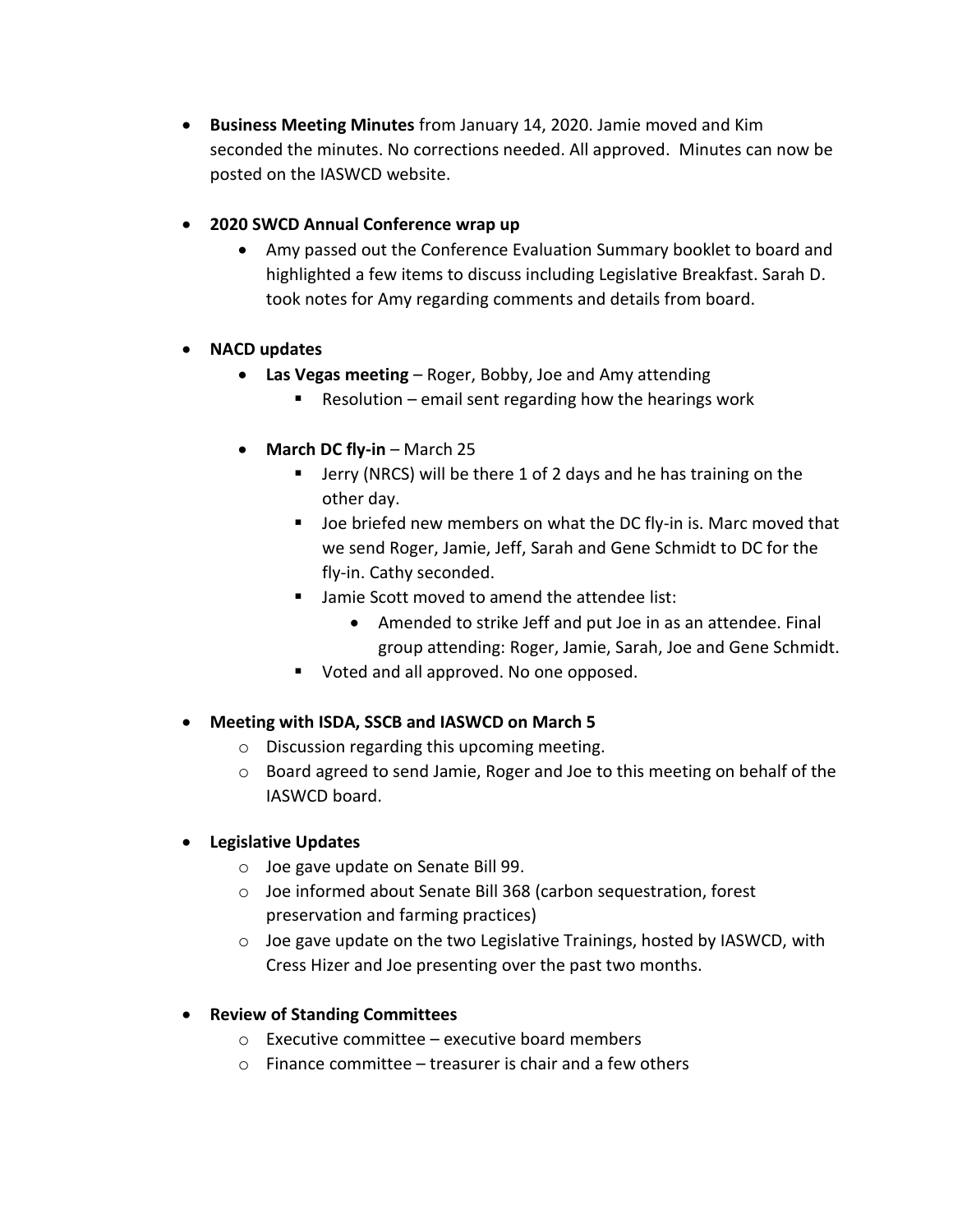- **Business Meeting Minutes** from January 14, 2020. Jamie moved and Kim seconded the minutes. No corrections needed. All approved. Minutes can now be posted on the IASWCD website.

- **2020 SWCD Annual Conference wrap up**
  - Amy passed out the Conference Evaluation Summary booklet to board and highlighted a few items to discuss including Legislative Breakfast. Sarah D. took notes for Amy regarding comments and details from board.

- **NACD updates**
  - **Las Vegas meeting** – Roger, Bobby, Joe and Amy attending
    - Resolution – email sent regarding how the hearings work

  - **March DC fly-in** – March 25
    - Jerry (NRCS) will be there 1 of 2 days and he has training on the other day.
    - Joe briefed new members on what the DC fly-in is. Marc moved that we send Roger, Jamie, Jeff, Sarah and Gene Schmidt to DC for the fly-in. Cathy seconded.
    - Jamie Scott moved to amend the attendee list:
      - Amended to strike Jeff and put Joe in as an attendee. Final group attending: Roger, Jamie, Sarah, Joe and Gene Schmidt.
    - Voted and all approved. No one opposed.

- **Meeting with ISDA, SSCB and IASWCD on March 5**
  - Discussion regarding this upcoming meeting.
  - Board agreed to send Jamie, Roger and Joe to this meeting on behalf of the IASWCD board.

- **Legislative Updates**
  - Joe gave update on Senate Bill 99.
  - Joe informed about Senate Bill 368 (carbon sequestration, forest preservation and farming practices)
  - Joe gave update on the two Legislative Trainings, hosted by IASWCD, with Cress Hizer and Joe presenting over the past two months.

- **Review of Standing Committees**
  - Executive committee – executive board members
  - Finance committee – treasurer is chair and a few others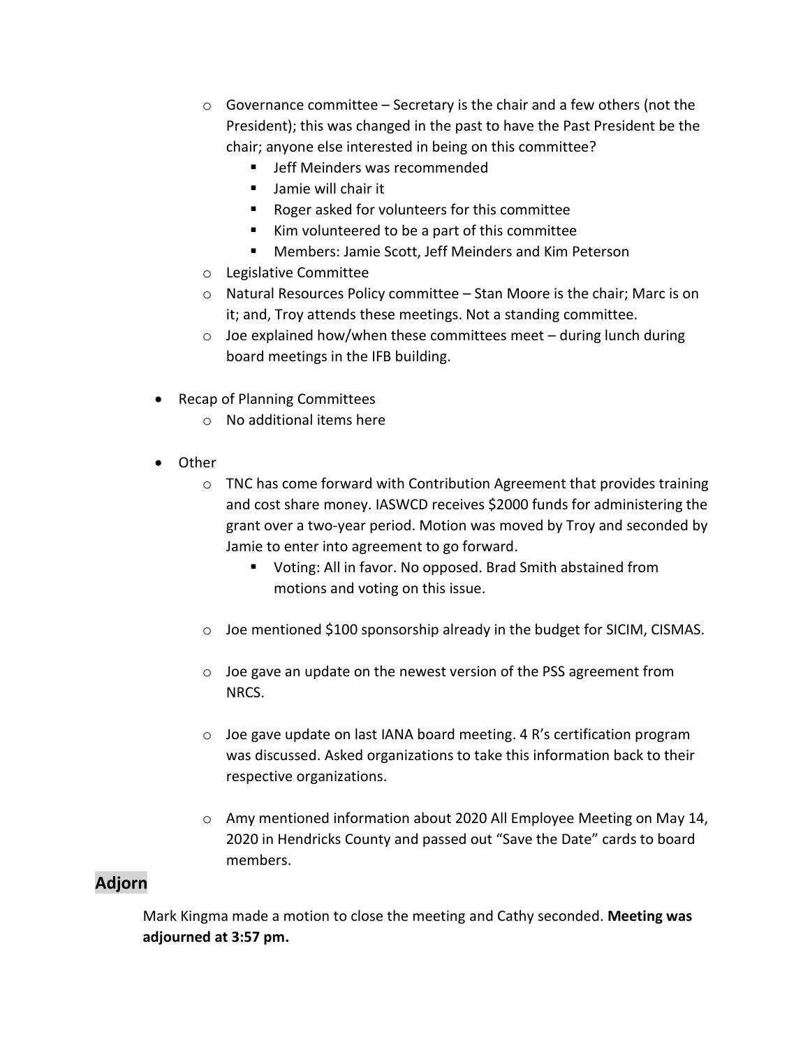- Governance committee – Secretary is the chair and a few others (not the President); this was changed in the past to have the Past President be the chair; anyone else interested in being on this committee?
  - Jeff Meinders was recommended
  - Jamie will chair it
  - Roger asked for volunteers for this committee
  - Kim volunteered to be a part of this committee
  - Members: Jamie Scott, Jeff Meinders and Kim Peterson
- Legislative Committee
- Natural Resources Policy committee – Stan Moore is the chair; Marc is on it; and, Troy attends these meetings. Not a standing committee.
- Joe explained how/when these committees meet – during lunch during board meetings in the IFB building.

- Recap of Planning Committees
  - No additional items here

- Other
  - TNC has come forward with Contribution Agreement that provides training and cost share money. IASWCD receives $2000 funds for administering the grant over a two-year period. Motion was moved by Troy and seconded by Jamie to enter into agreement to go forward.
    - Voting: All in favor. No opposed. Brad Smith abstained from motions and voting on this issue.
  - Joe mentioned $100 sponsorship already in the budget for SICIM, CISMAS.
  - Joe gave an update on the newest version of the PSS agreement from NRCS.
  - Joe gave update on last IANA board meeting. 4 R's certification program was discussed. Asked organizations to take this information back to their respective organizations.
  - Amy mentioned information about 2020 All Employee Meeting on May 14, 2020 in Hendricks County and passed out "Save the Date" cards to board members.

## Adjorn

Mark Kingma made a motion to close the meeting and Cathy seconded. **Meeting was adjourned at 3:57 pm.**